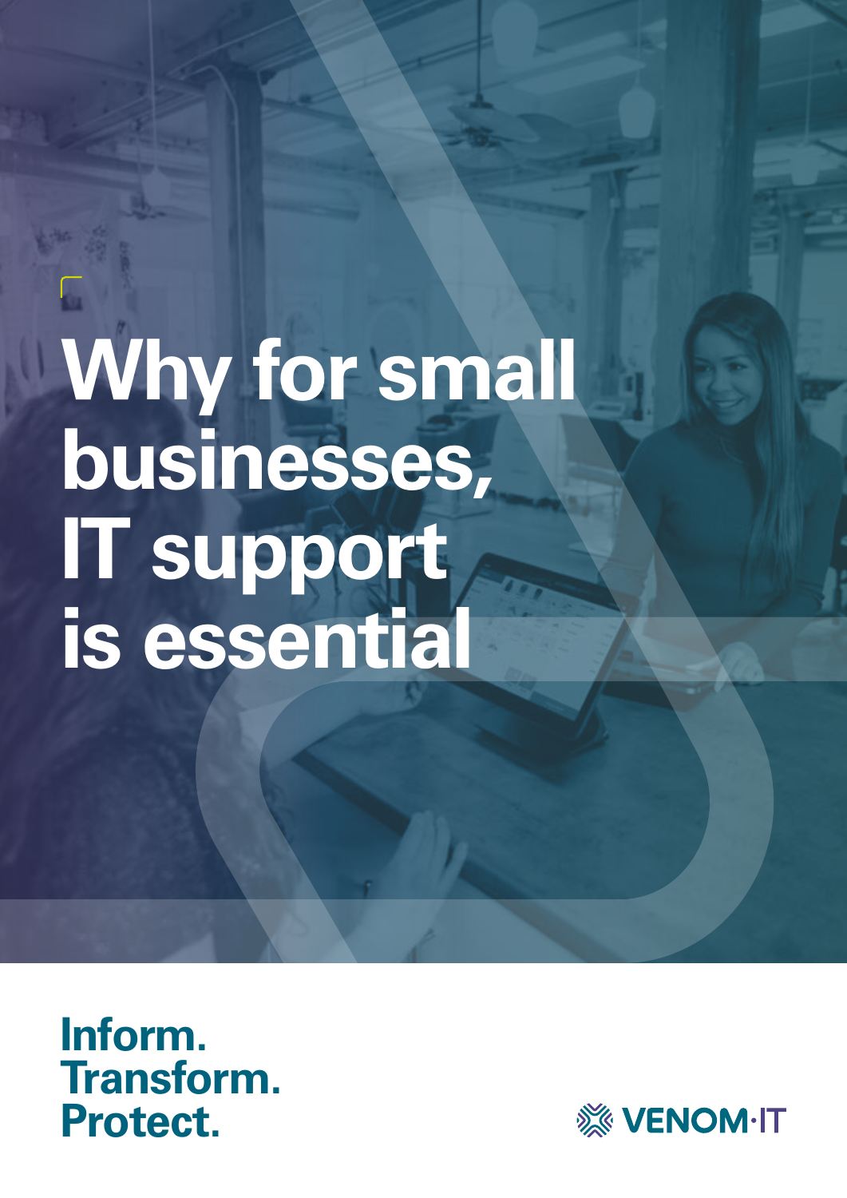# Why for small businesses, IT support is essential

**Inform.**
**Transform.**
**Protect.**

VENOM·IT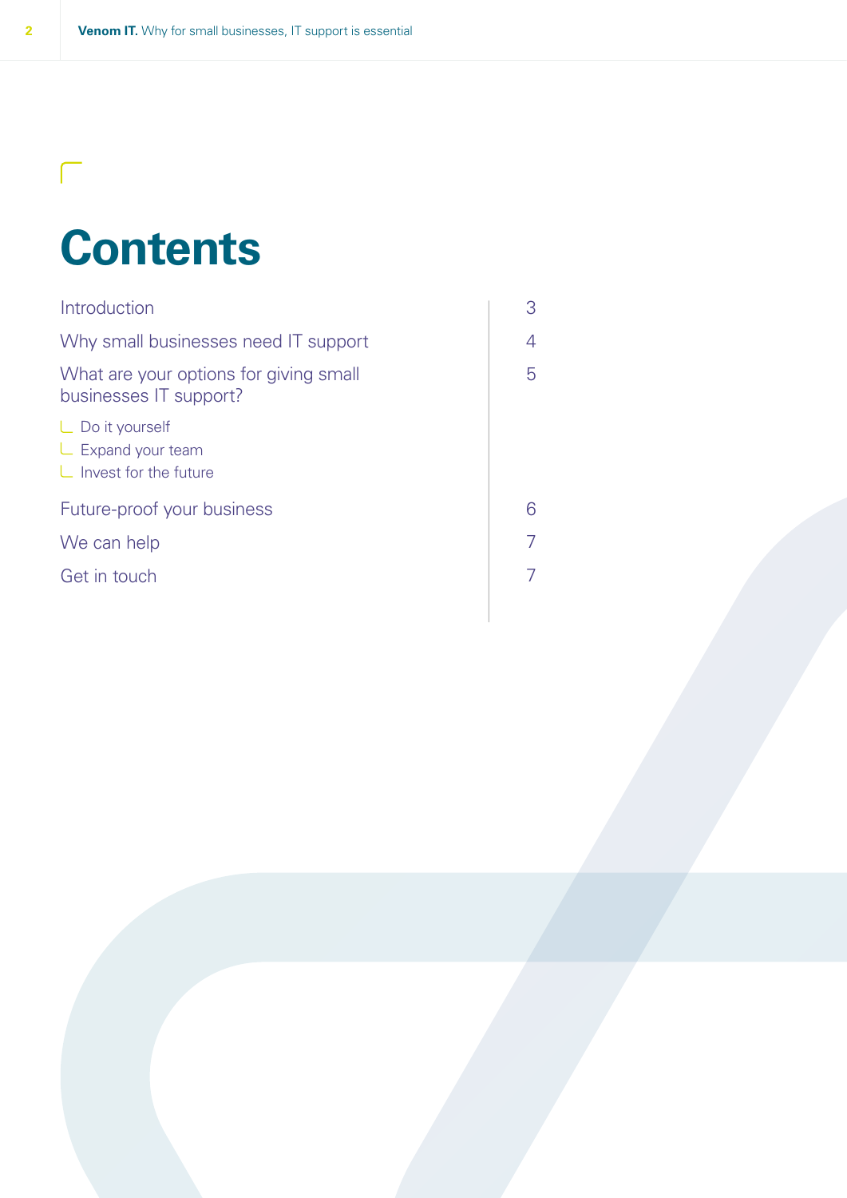# Contents

| | |
|---|---|
| Introduction | 3 |
| Why small businesses need IT support | 4 |
| What are your options for giving small businesses IT support? | 5 |
| └ Do it yourself | |
| └ Expand your team | |
| └ Invest for the future | |
| Future-proof your business | 6 |
| We can help | 7 |
| Get in touch | 7 |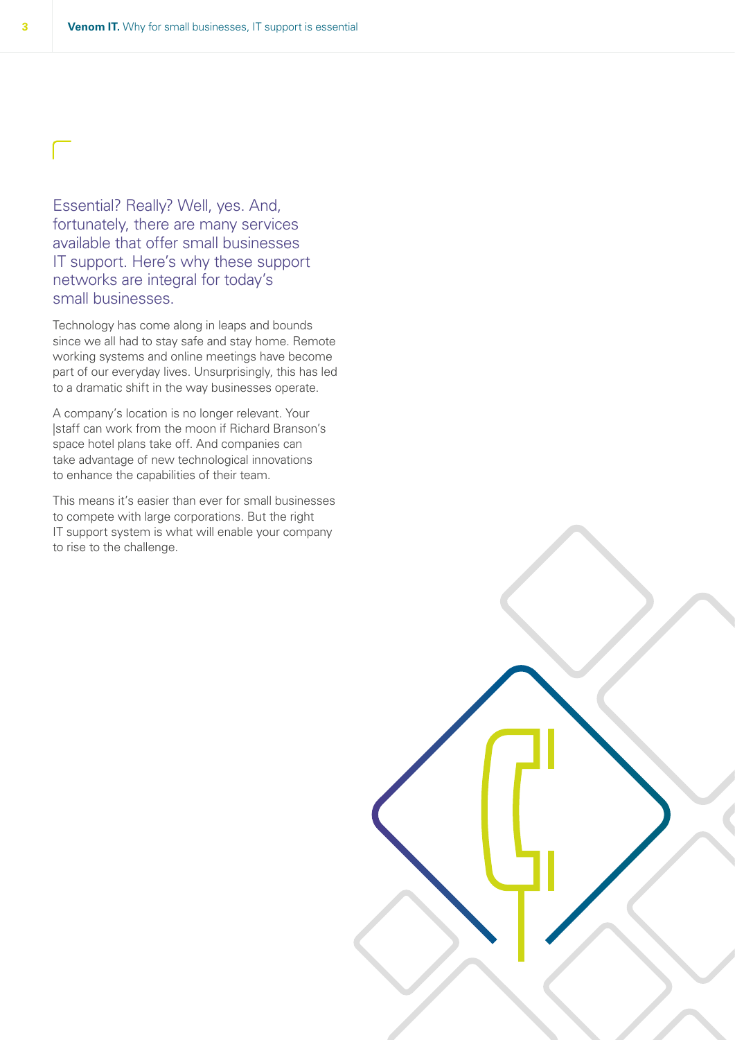Essential? Really? Well, yes. And, fortunately, there are many services available that offer small businesses IT support. Here's why these support networks are integral for today's small businesses.

Technology has come along in leaps and bounds since we all had to stay safe and stay home. Remote working systems and online meetings have become part of our everyday lives. Unsurprisingly, this has led to a dramatic shift in the way businesses operate.

A company's location is no longer relevant. Your |staff can work from the moon if Richard Branson's space hotel plans take off. And companies can take advantage of new technological innovations to enhance the capabilities of their team.

This means it's easier than ever for small businesses to compete with large corporations. But the right IT support system is what will enable your company to rise to the challenge.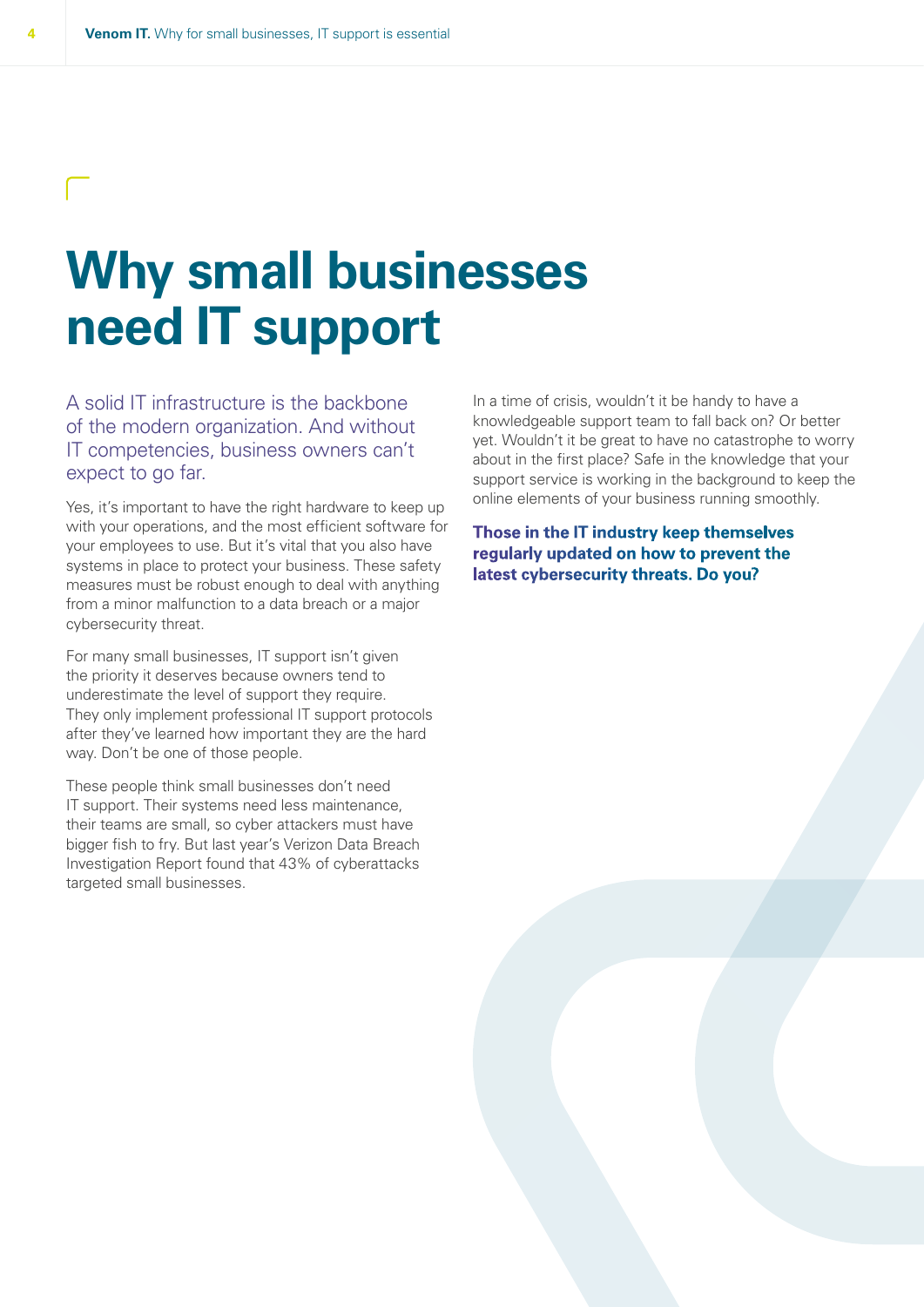# Why small businesses need IT support

A solid IT infrastructure is the backbone of the modern organization. And without IT competencies, business owners can't expect to go far.

Yes, it's important to have the right hardware to keep up with your operations, and the most efficient software for your employees to use. But it's vital that you also have systems in place to protect your business. These safety measures must be robust enough to deal with anything from a minor malfunction to a data breach or a major cybersecurity threat.

For many small businesses, IT support isn't given the priority it deserves because owners tend to underestimate the level of support they require. They only implement professional IT support protocols after they've learned how important they are the hard way. Don't be one of those people.

These people think small businesses don't need IT support. Their systems need less maintenance, their teams are small, so cyber attackers must have bigger fish to fry. But last year's Verizon Data Breach Investigation Report found that 43% of cyberattacks targeted small businesses.

In a time of crisis, wouldn't it be handy to have a knowledgeable support team to fall back on? Or better yet. Wouldn't it be great to have no catastrophe to worry about in the first place? Safe in the knowledge that your support service is working in the background to keep the online elements of your business running smoothly.

**Those in the IT industry keep themselves regularly updated on how to prevent the latest cybersecurity threats. Do you?**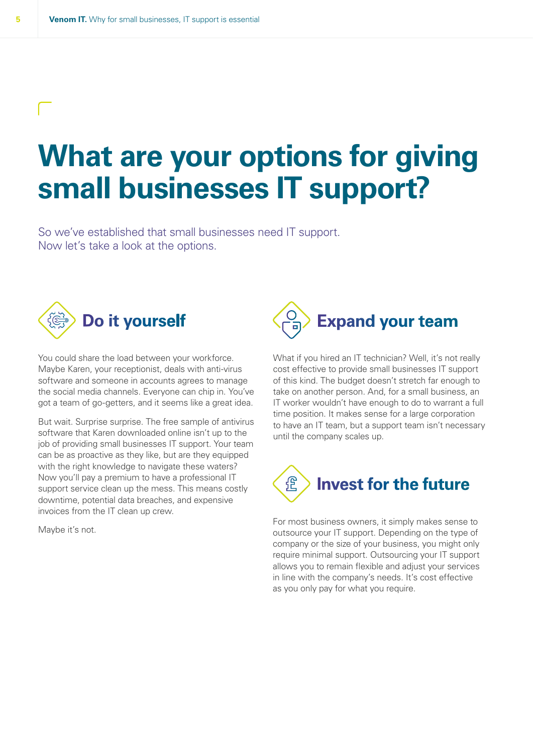# What are your options for giving small businesses IT support?

So we've established that small businesses need IT support. Now let's take a look at the options.

## Do it yourself

You could share the load between your workforce. Maybe Karen, your receptionist, deals with anti-virus software and someone in accounts agrees to manage the social media channels. Everyone can chip in. You've got a team of go-getters, and it seems like a great idea.

But wait. Surprise surprise. The free sample of antivirus software that Karen downloaded online isn't up to the job of providing small businesses IT support. Your team can be as proactive as they like, but are they equipped with the right knowledge to navigate these waters? Now you'll pay a premium to have a professional IT support service clean up the mess. This means costly downtime, potential data breaches, and expensive invoices from the IT clean up crew.

Maybe it's not.

## Expand your team

What if you hired an IT technician? Well, it's not really cost effective to provide small businesses IT support of this kind. The budget doesn't stretch far enough to take on another person. And, for a small business, an IT worker wouldn't have enough to do to warrant a full time position. It makes sense for a large corporation to have an IT team, but a support team isn't necessary until the company scales up.

## Invest for the future

For most business owners, it simply makes sense to outsource your IT support. Depending on the type of company or the size of your business, you might only require minimal support. Outsourcing your IT support allows you to remain flexible and adjust your services in line with the company's needs. It's cost effective as you only pay for what you require.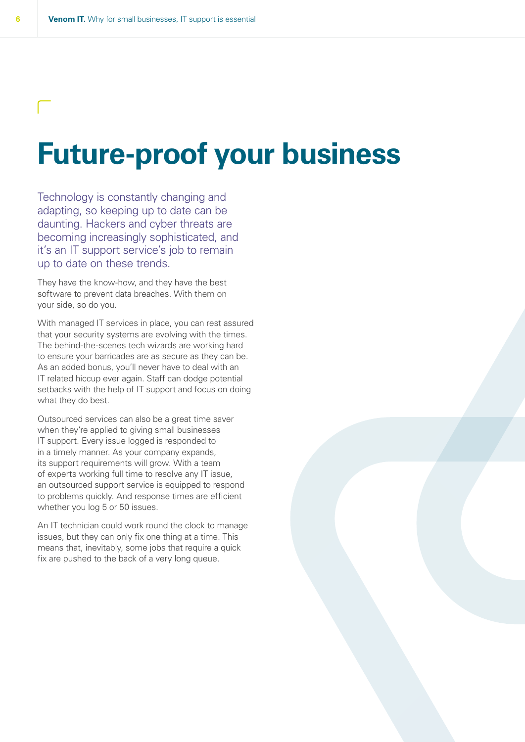# Future-proof your business

Technology is constantly changing and adapting, so keeping up to date can be daunting. Hackers and cyber threats are becoming increasingly sophisticated, and it's an IT support service's job to remain up to date on these trends.

They have the know-how, and they have the best software to prevent data breaches. With them on your side, so do you.

With managed IT services in place, you can rest assured that your security systems are evolving with the times. The behind-the-scenes tech wizards are working hard to ensure your barricades are as secure as they can be. As an added bonus, you'll never have to deal with an IT related hiccup ever again. Staff can dodge potential setbacks with the help of IT support and focus on doing what they do best.

Outsourced services can also be a great time saver when they're applied to giving small businesses IT support. Every issue logged is responded to in a timely manner. As your company expands, its support requirements will grow. With a team of experts working full time to resolve any IT issue, an outsourced support service is equipped to respond to problems quickly. And response times are efficient whether you log 5 or 50 issues.

An IT technician could work round the clock to manage issues, but they can only fix one thing at a time. This means that, inevitably, some jobs that require a quick fix are pushed to the back of a very long queue.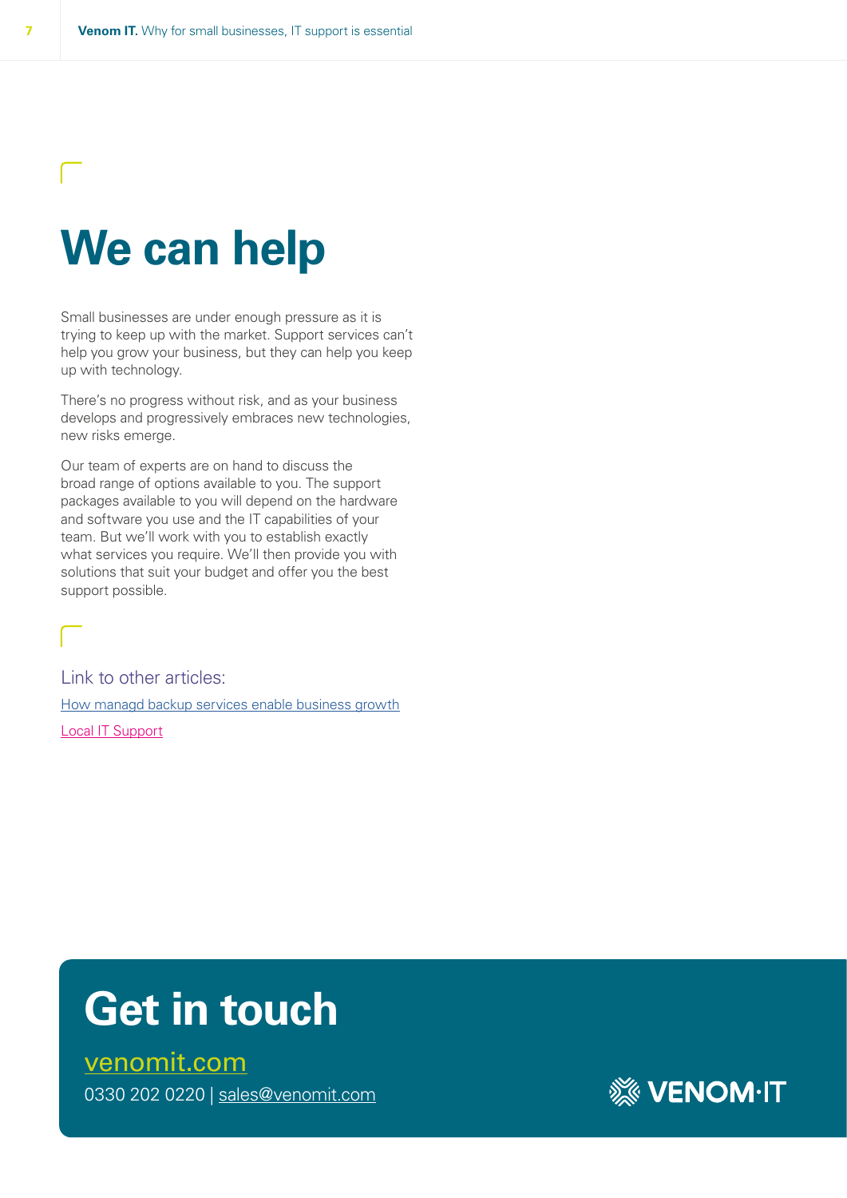# We can help

Small businesses are under enough pressure as it is trying to keep up with the market. Support services can't help you grow your business, but they can help you keep up with technology.

There's no progress without risk, and as your business develops and progressively embraces new technologies, new risks emerge.

Our team of experts are on hand to discuss the broad range of options available to you. The support packages available to you will depend on the hardware and software you use and the IT capabilities of your team. But we'll work with you to establish exactly what services you require. We'll then provide you with solutions that suit your budget and offer you the best support possible.

Link to other articles:

How managd backup services enable business growth

Local IT Support

## Get in touch

venomit.com

0330 202 0220 | sales@venomit.com

VENOM·IT